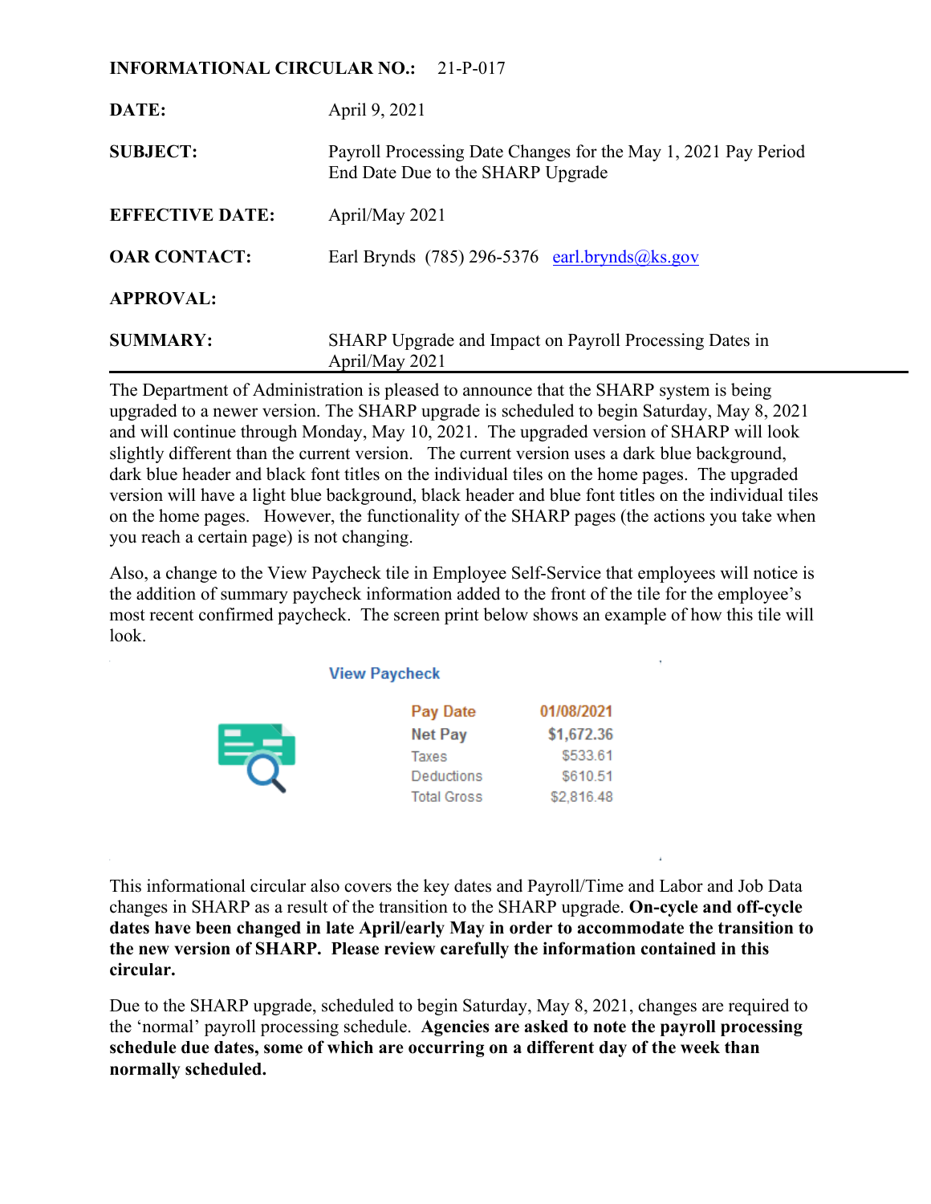**INFORMATIONAL CIRCULAR NO.:** 21-P-017

| | |
|---|---|
| **DATE:** | April 9, 2021 |
| **SUBJECT:** | Payroll Processing Date Changes for the May 1, 2021 Pay Period End Date Due to the SHARP Upgrade |
| **EFFECTIVE DATE:** | April/May 2021 |
| **OAR CONTACT:** | Earl Brynds (785) 296-5376 earl.brynds@ks.gov |
| **APPROVAL:** | |
| **SUMMARY:** | SHARP Upgrade and Impact on Payroll Processing Dates in April/May 2021 |

The Department of Administration is pleased to announce that the SHARP system is being upgraded to a newer version. The SHARP upgrade is scheduled to begin Saturday, May 8, 2021 and will continue through Monday, May 10, 2021. The upgraded version of SHARP will look slightly different than the current version. The current version uses a dark blue background, dark blue header and black font titles on the individual tiles on the home pages. The upgraded version will have a light blue background, black header and blue font titles on the individual tiles on the home pages. However, the functionality of the SHARP pages (the actions you take when you reach a certain page) is not changing.

Also, a change to the View Paycheck tile in Employee Self-Service that employees will notice is the addition of summary paycheck information added to the front of the tile for the employee's most recent confirmed paycheck. The screen print below shows an example of how this tile will look.

**View Paycheck**

| | |
|---|---|
| Pay Date | 01/08/2021 |
| Net Pay | $1,672.36 |
| Taxes | $533.61 |
| Deductions | $610.51 |
| Total Gross | $2,816.48 |

This informational circular also covers the key dates and Payroll/Time and Labor and Job Data changes in SHARP as a result of the transition to the SHARP upgrade. **On-cycle and off-cycle dates have been changed in late April/early May in order to accommodate the transition to the new version of SHARP. Please review carefully the information contained in this circular.**

Due to the SHARP upgrade, scheduled to begin Saturday, May 8, 2021, changes are required to the 'normal' payroll processing schedule. **Agencies are asked to note the payroll processing schedule due dates, some of which are occurring on a different day of the week than normally scheduled.**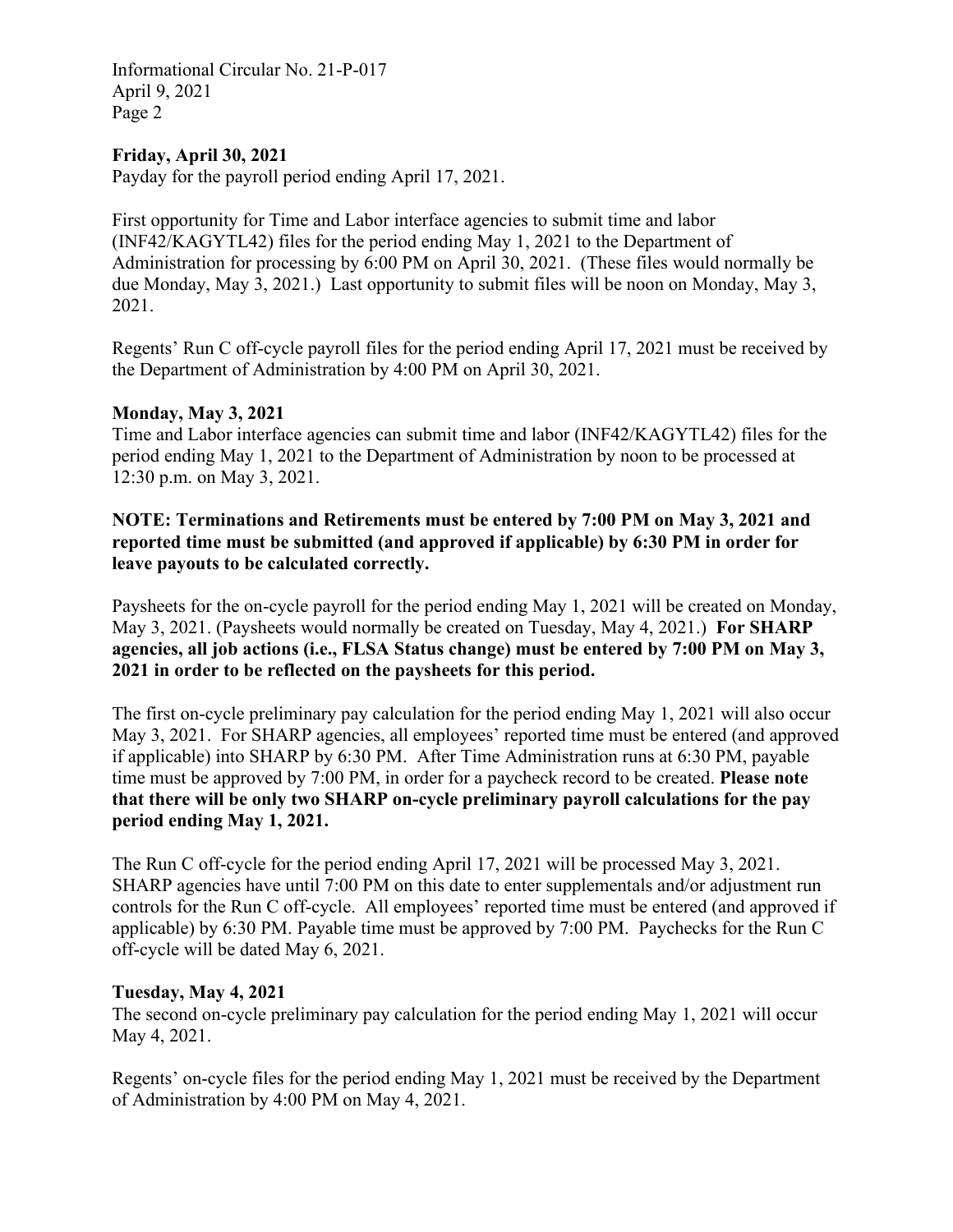**Friday, April 30, 2021**
Payday for the payroll period ending April 17, 2021.

First opportunity for Time and Labor interface agencies to submit time and labor (INF42/KAGYTL42) files for the period ending May 1, 2021 to the Department of Administration for processing by 6:00 PM on April 30, 2021. (These files would normally be due Monday, May 3, 2021.) Last opportunity to submit files will be noon on Monday, May 3, 2021.

Regents' Run C off-cycle payroll files for the period ending April 17, 2021 must be received by the Department of Administration by 4:00 PM on April 30, 2021.

**Monday, May 3, 2021**
Time and Labor interface agencies can submit time and labor (INF42/KAGYTL42) files for the period ending May 1, 2021 to the Department of Administration by noon to be processed at 12:30 p.m. on May 3, 2021.

**NOTE: Terminations and Retirements must be entered by 7:00 PM on May 3, 2021 and reported time must be submitted (and approved if applicable) by 6:30 PM in order for leave payouts to be calculated correctly.**

Paysheets for the on-cycle payroll for the period ending May 1, 2021 will be created on Monday, May 3, 2021. (Paysheets would normally be created on Tuesday, May 4, 2021.) **For SHARP agencies, all job actions (i.e., FLSA Status change) must be entered by 7:00 PM on May 3, 2021 in order to be reflected on the paysheets for this period.**

The first on-cycle preliminary pay calculation for the period ending May 1, 2021 will also occur May 3, 2021. For SHARP agencies, all employees' reported time must be entered (and approved if applicable) into SHARP by 6:30 PM. After Time Administration runs at 6:30 PM, payable time must be approved by 7:00 PM, in order for a paycheck record to be created. **Please note that there will be only two SHARP on-cycle preliminary payroll calculations for the pay period ending May 1, 2021.**

The Run C off-cycle for the period ending April 17, 2021 will be processed May 3, 2021. SHARP agencies have until 7:00 PM on this date to enter supplementals and/or adjustment run controls for the Run C off-cycle. All employees' reported time must be entered (and approved if applicable) by 6:30 PM. Payable time must be approved by 7:00 PM. Paychecks for the Run C off-cycle will be dated May 6, 2021.

**Tuesday, May 4, 2021**
The second on-cycle preliminary pay calculation for the period ending May 1, 2021 will occur May 4, 2021.

Regents' on-cycle files for the period ending May 1, 2021 must be received by the Department of Administration by 4:00 PM on May 4, 2021.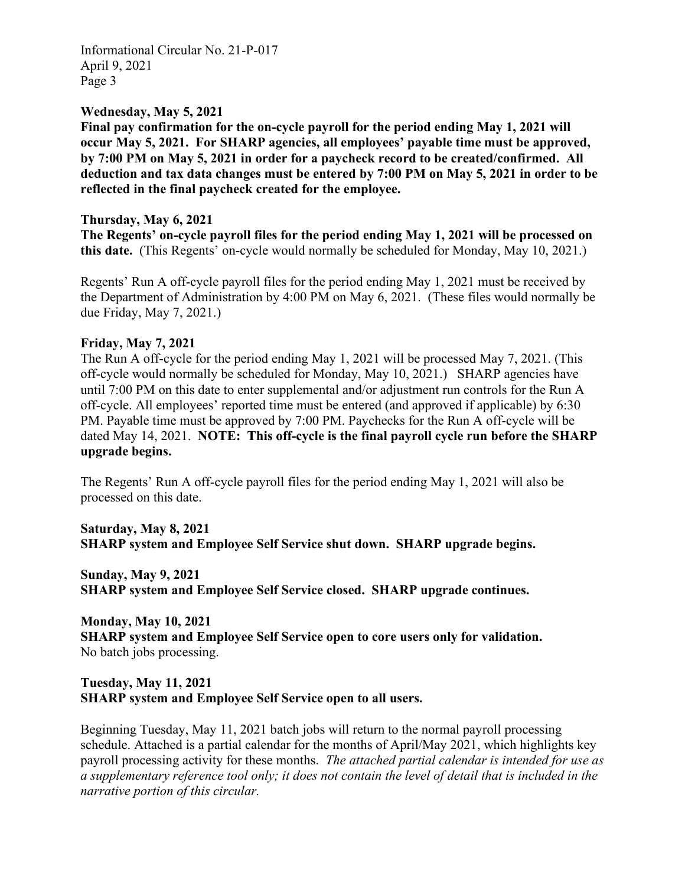**Wednesday, May 5, 2021**

**Final pay confirmation for the on-cycle payroll for the period ending May 1, 2021 will occur May 5, 2021. For SHARP agencies, all employees' payable time must be approved, by 7:00 PM on May 5, 2021 in order for a paycheck record to be created/confirmed. All deduction and tax data changes must be entered by 7:00 PM on May 5, 2021 in order to be reflected in the final paycheck created for the employee.**

**Thursday, May 6, 2021**

**The Regents' on-cycle payroll files for the period ending May 1, 2021 will be processed on this date.** (This Regents' on-cycle would normally be scheduled for Monday, May 10, 2021.)

Regents' Run A off-cycle payroll files for the period ending May 1, 2021 must be received by the Department of Administration by 4:00 PM on May 6, 2021. (These files would normally be due Friday, May 7, 2021.)

**Friday, May 7, 2021**

The Run A off-cycle for the period ending May 1, 2021 will be processed May 7, 2021. (This off-cycle would normally be scheduled for Monday, May 10, 2021.) SHARP agencies have until 7:00 PM on this date to enter supplemental and/or adjustment run controls for the Run A off-cycle. All employees' reported time must be entered (and approved if applicable) by 6:30 PM. Payable time must be approved by 7:00 PM. Paychecks for the Run A off-cycle will be dated May 14, 2021. **NOTE: This off-cycle is the final payroll cycle run before the SHARP upgrade begins.**

The Regents' Run A off-cycle payroll files for the period ending May 1, 2021 will also be processed on this date.

**Saturday, May 8, 2021**

**SHARP system and Employee Self Service shut down. SHARP upgrade begins.**

**Sunday, May 9, 2021**

**SHARP system and Employee Self Service closed. SHARP upgrade continues.**

**Monday, May 10, 2021**

**SHARP system and Employee Self Service open to core users only for validation.**
No batch jobs processing.

**Tuesday, May 11, 2021**

**SHARP system and Employee Self Service open to all users.**

Beginning Tuesday, May 11, 2021 batch jobs will return to the normal payroll processing schedule. Attached is a partial calendar for the months of April/May 2021, which highlights key payroll processing activity for these months. *The attached partial calendar is intended for use as a supplementary reference tool only; it does not contain the level of detail that is included in the narrative portion of this circular.*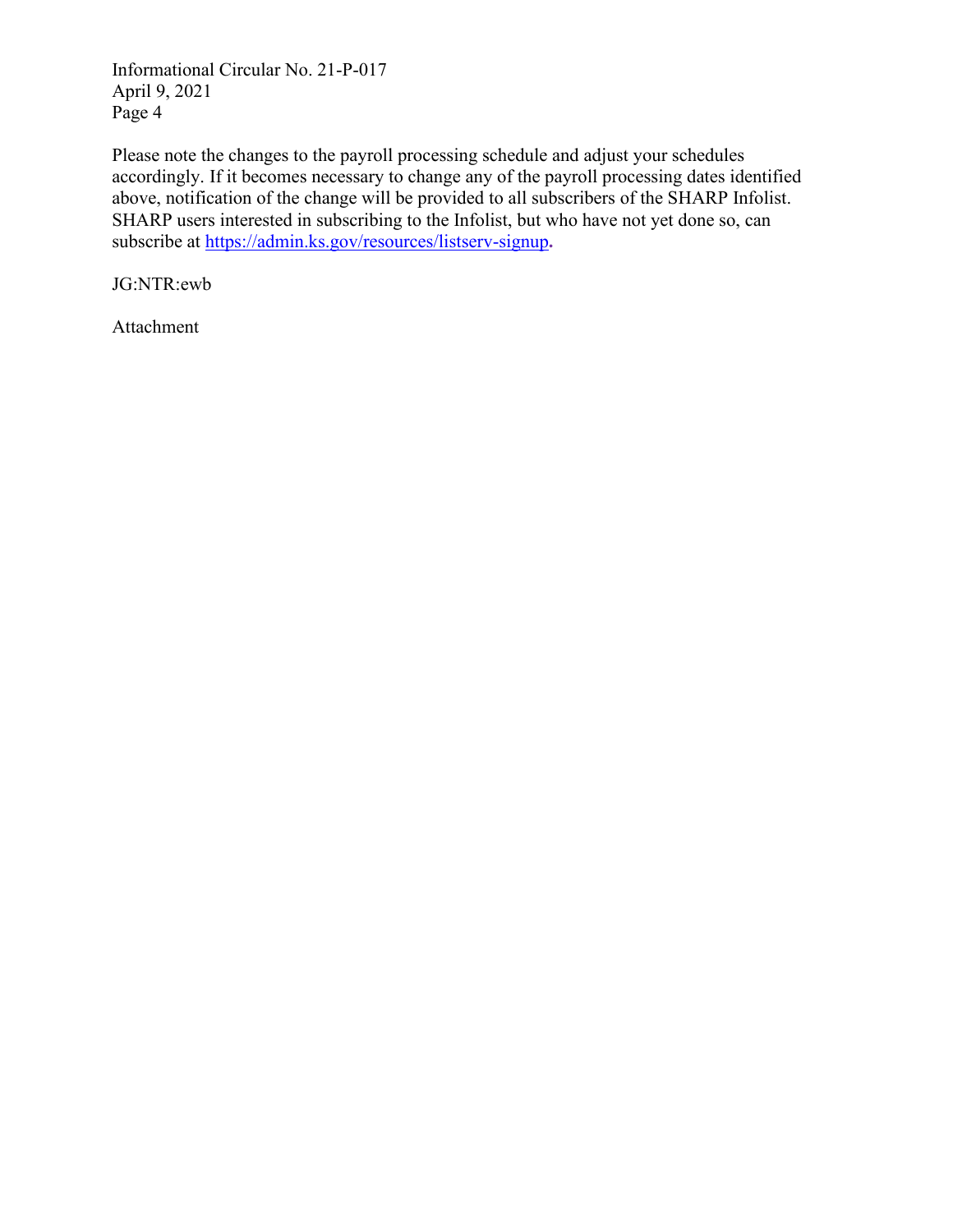Please note the changes to the payroll processing schedule and adjust your schedules accordingly. If it becomes necessary to change any of the payroll processing dates identified above, notification of the change will be provided to all subscribers of the SHARP Infolist. SHARP users interested in subscribing to the Infolist, but who have not yet done so, can subscribe at https://admin.ks.gov/resources/listserv-signup.

JG:NTR:ewb

Attachment